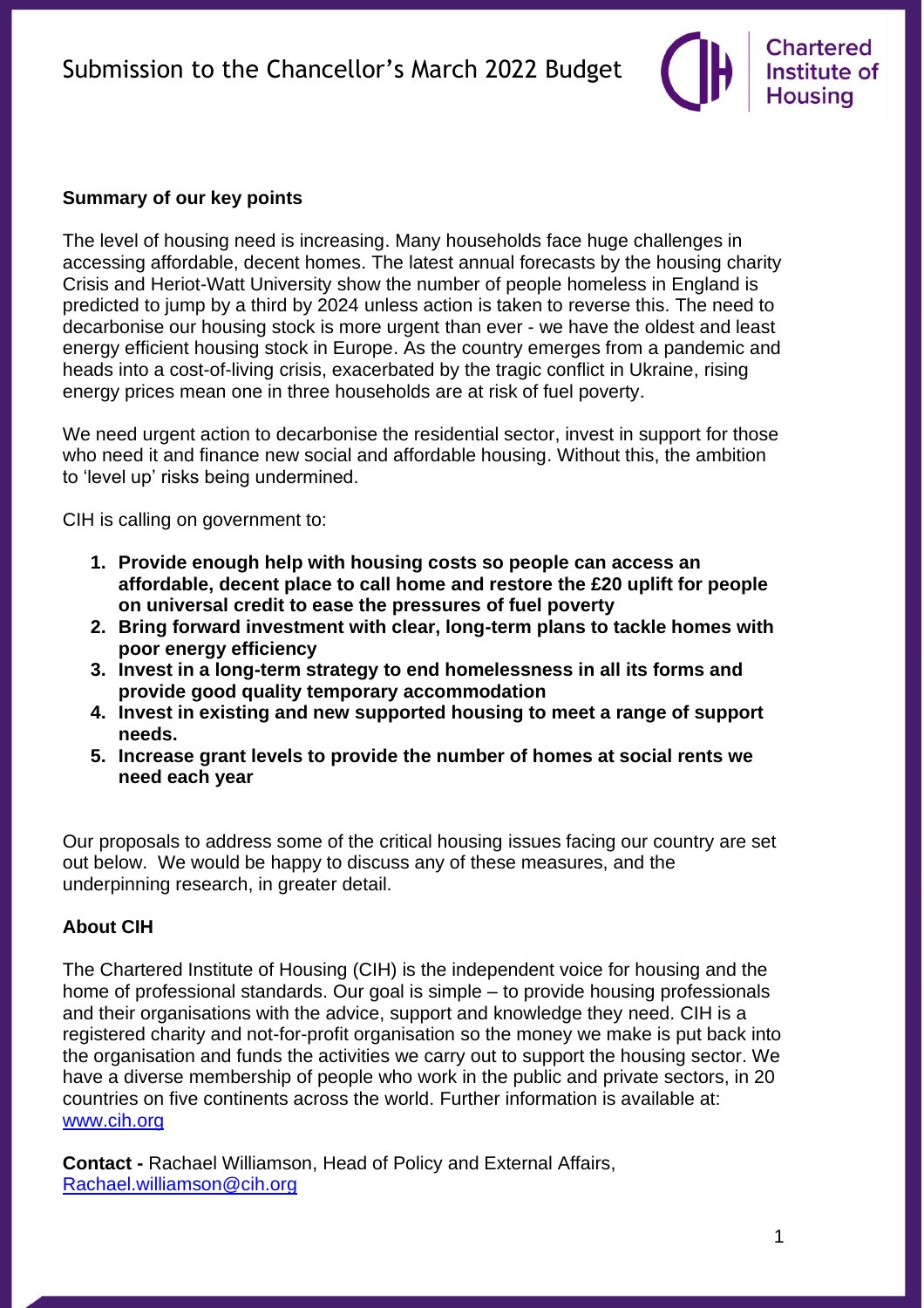# Submission to the Chancellor's March 2022 Budget

**Summary of our key points**

The level of housing need is increasing. Many households face huge challenges in accessing affordable, decent homes. The latest annual forecasts by the housing charity Crisis and Heriot-Watt University show the number of people homeless in England is predicted to jump by a third by 2024 unless action is taken to reverse this. The need to decarbonise our housing stock is more urgent than ever - we have the oldest and least energy efficient housing stock in Europe. As the country emerges from a pandemic and heads into a cost-of-living crisis, exacerbated by the tragic conflict in Ukraine, rising energy prices mean one in three households are at risk of fuel poverty.

We need urgent action to decarbonise the residential sector, invest in support for those who need it and finance new social and affordable housing. Without this, the ambition to 'level up' risks being undermined.

CIH is calling on government to:

1. **Provide enough help with housing costs so people can access an affordable, decent place to call home and restore the £20 uplift for people on universal credit to ease the pressures of fuel poverty**
2. **Bring forward investment with clear, long-term plans to tackle homes with poor energy efficiency**
3. **Invest in a long-term strategy to end homelessness in all its forms and provide good quality temporary accommodation**
4. **Invest in existing and new supported housing to meet a range of support needs.**
5. **Increase grant levels to provide the number of homes at social rents we need each year**

Our proposals to address some of the critical housing issues facing our country are set out below. We would be happy to discuss any of these measures, and the underpinning research, in greater detail.

**About CIH**

The Chartered Institute of Housing (CIH) is the independent voice for housing and the home of professional standards. Our goal is simple – to provide housing professionals and their organisations with the advice, support and knowledge they need. CIH is a registered charity and not-for-profit organisation so the money we make is put back into the organisation and funds the activities we carry out to support the housing sector. We have a diverse membership of people who work in the public and private sectors, in 20 countries on five continents across the world. Further information is available at: www.cih.org

**Contact -** Rachael Williamson, Head of Policy and External Affairs, Rachael.williamson@cih.org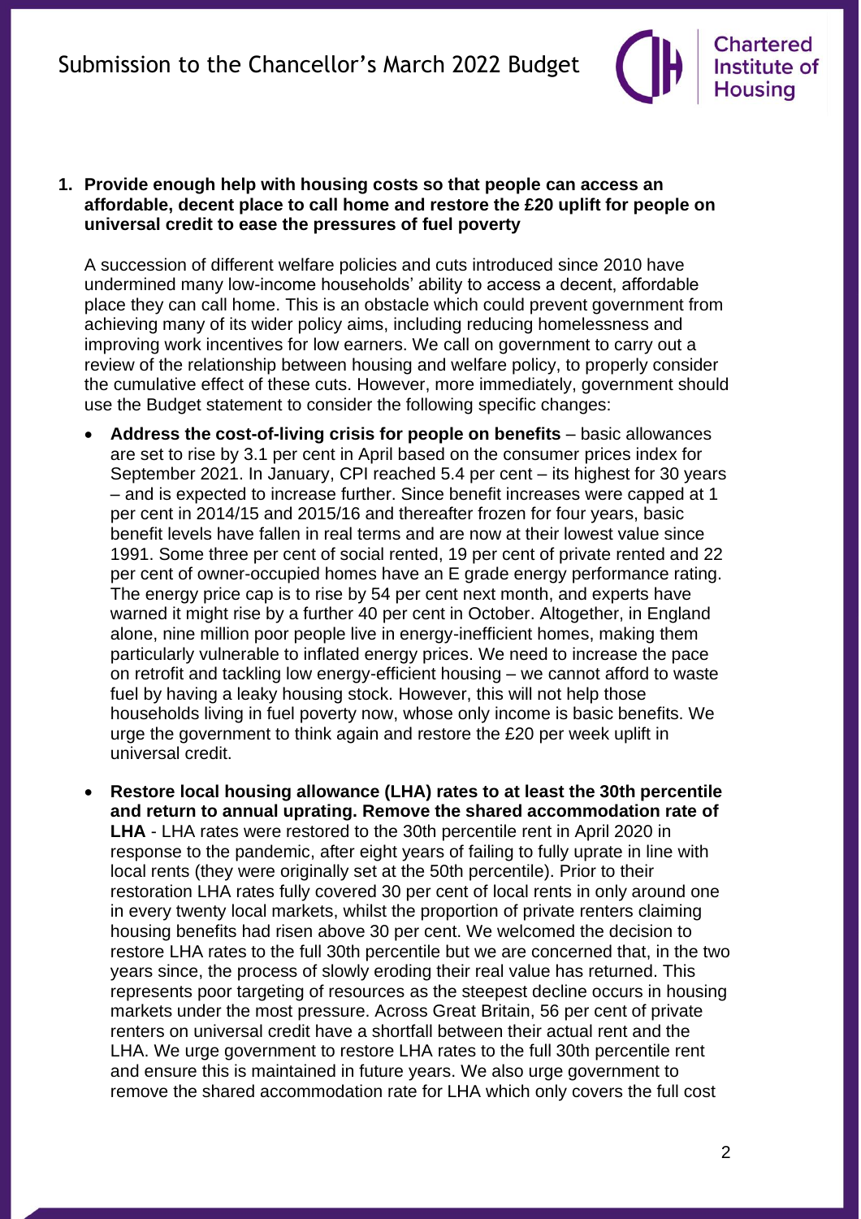**1. Provide enough help with housing costs so that people can access an affordable, decent place to call home and restore the £20 uplift for people on universal credit to ease the pressures of fuel poverty**

A succession of different welfare policies and cuts introduced since 2010 have undermined many low-income households' ability to access a decent, affordable place they can call home. This is an obstacle which could prevent government from achieving many of its wider policy aims, including reducing homelessness and improving work incentives for low earners. We call on government to carry out a review of the relationship between housing and welfare policy, to properly consider the cumulative effect of these cuts. However, more immediately, government should use the Budget statement to consider the following specific changes:

- **Address the cost-of-living crisis for people on benefits** – basic allowances are set to rise by 3.1 per cent in April based on the consumer prices index for September 2021. In January, CPI reached 5.4 per cent – its highest for 30 years – and is expected to increase further. Since benefit increases were capped at 1 per cent in 2014/15 and 2015/16 and thereafter frozen for four years, basic benefit levels have fallen in real terms and are now at their lowest value since 1991. Some three per cent of social rented, 19 per cent of private rented and 22 per cent of owner-occupied homes have an E grade energy performance rating. The energy price cap is to rise by 54 per cent next month, and experts have warned it might rise by a further 40 per cent in October. Altogether, in England alone, nine million poor people live in energy-inefficient homes, making them particularly vulnerable to inflated energy prices. We need to increase the pace on retrofit and tackling low energy-efficient housing – we cannot afford to waste fuel by having a leaky housing stock. However, this will not help those households living in fuel poverty now, whose only income is basic benefits. We urge the government to think again and restore the £20 per week uplift in universal credit.

- **Restore local housing allowance (LHA) rates to at least the 30th percentile and return to annual uprating. Remove the shared accommodation rate of LHA** - LHA rates were restored to the 30th percentile rent in April 2020 in response to the pandemic, after eight years of failing to fully uprate in line with local rents (they were originally set at the 50th percentile). Prior to their restoration LHA rates fully covered 30 per cent of local rents in only around one in every twenty local markets, whilst the proportion of private renters claiming housing benefits had risen above 30 per cent. We welcomed the decision to restore LHA rates to the full 30th percentile but we are concerned that, in the two years since, the process of slowly eroding their real value has returned. This represents poor targeting of resources as the steepest decline occurs in housing markets under the most pressure. Across Great Britain, 56 per cent of private renters on universal credit have a shortfall between their actual rent and the LHA. We urge government to restore LHA rates to the full 30th percentile rent and ensure this is maintained in future years. We also urge government to remove the shared accommodation rate for LHA which only covers the full cost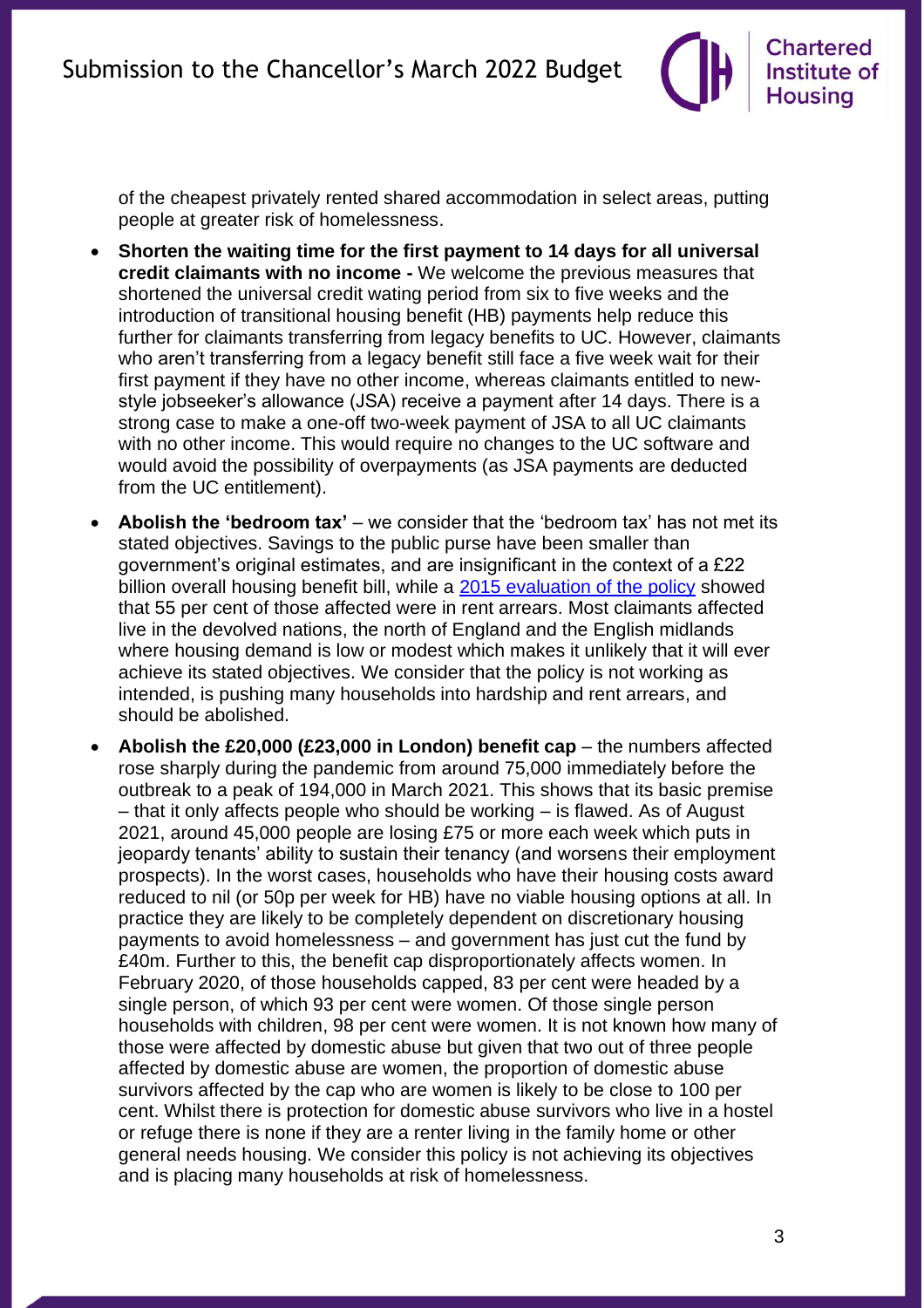of the cheapest privately rented shared accommodation in select areas, putting people at greater risk of homelessness.

- **Shorten the waiting time for the first payment to 14 days for all universal credit claimants with no income -** We welcome the previous measures that shortened the universal credit wating period from six to five weeks and the introduction of transitional housing benefit (HB) payments help reduce this further for claimants transferring from legacy benefits to UC. However, claimants who aren't transferring from a legacy benefit still face a five week wait for their first payment if they have no other income, whereas claimants entitled to new-style jobseeker's allowance (JSA) receive a payment after 14 days. There is a strong case to make a one-off two-week payment of JSA to all UC claimants with no other income. This would require no changes to the UC software and would avoid the possibility of overpayments (as JSA payments are deducted from the UC entitlement).
- **Abolish the 'bedroom tax'** – we consider that the 'bedroom tax' has not met its stated objectives. Savings to the public purse have been smaller than government's original estimates, and are insignificant in the context of a £22 billion overall housing benefit bill, while a [2015 evaluation of the policy]() showed that 55 per cent of those affected were in rent arrears. Most claimants affected live in the devolved nations, the north of England and the English midlands where housing demand is low or modest which makes it unlikely that it will ever achieve its stated objectives. We consider that the policy is not working as intended, is pushing many households into hardship and rent arrears, and should be abolished.
- **Abolish the £20,000 (£23,000 in London) benefit cap** – the numbers affected rose sharply during the pandemic from around 75,000 immediately before the outbreak to a peak of 194,000 in March 2021. This shows that its basic premise – that it only affects people who should be working – is flawed. As of August 2021, around 45,000 people are losing £75 or more each week which puts in jeopardy tenants' ability to sustain their tenancy (and worsens their employment prospects). In the worst cases, households who have their housing costs award reduced to nil (or 50p per week for HB) have no viable housing options at all. In practice they are likely to be completely dependent on discretionary housing payments to avoid homelessness – and government has just cut the fund by £40m. Further to this, the benefit cap disproportionately affects women. In February 2020, of those households capped, 83 per cent were headed by a single person, of which 93 per cent were women. Of those single person households with children, 98 per cent were women. It is not known how many of those were affected by domestic abuse but given that two out of three people affected by domestic abuse are women, the proportion of domestic abuse survivors affected by the cap who are women is likely to be close to 100 per cent. Whilst there is protection for domestic abuse survivors who live in a hostel or refuge there is none if they are a renter living in the family home or other general needs housing. We consider this policy is not achieving its objectives and is placing many households at risk of homelessness.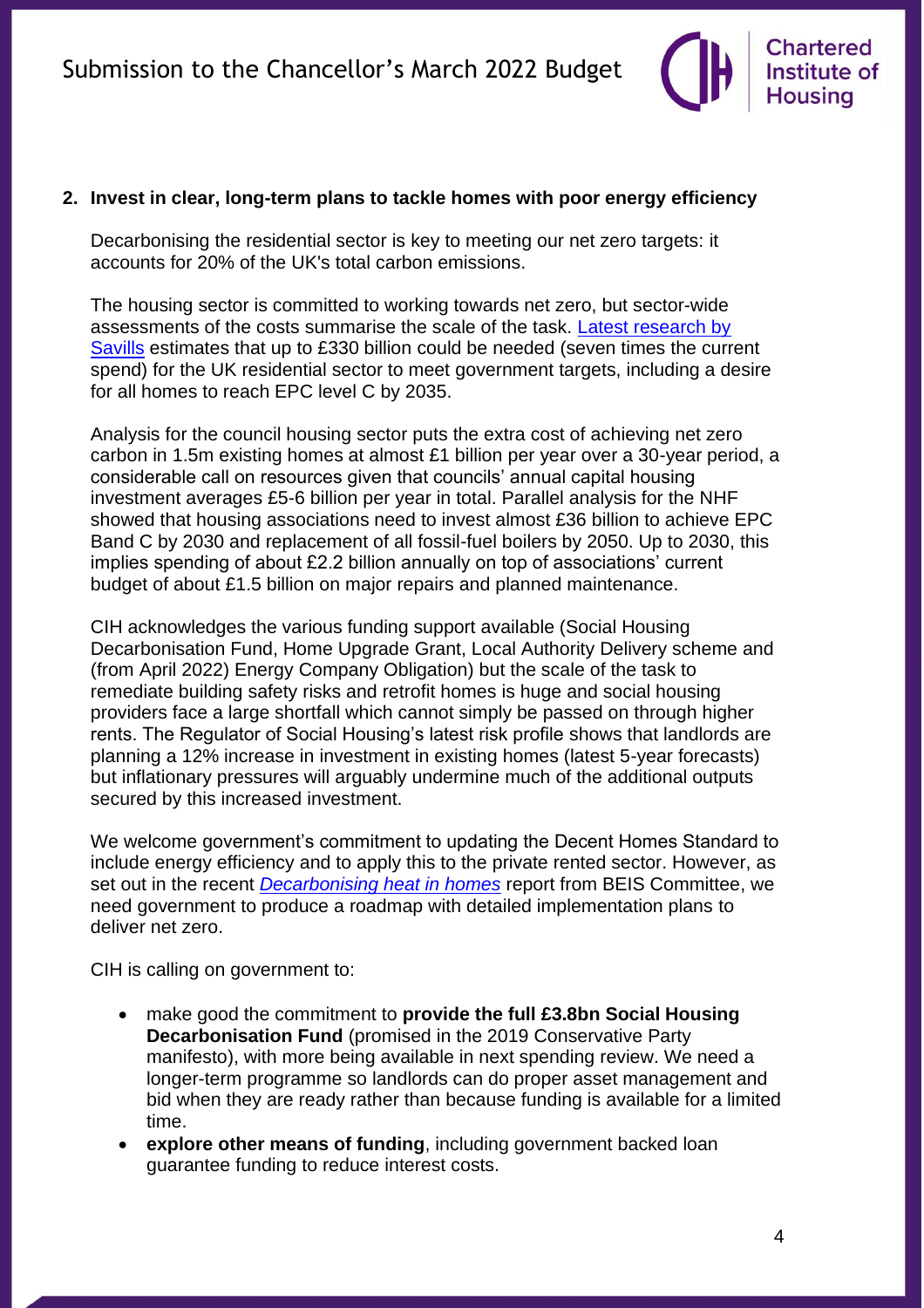## 2. Invest in clear, long-term plans to tackle homes with poor energy efficiency

Decarbonising the residential sector is key to meeting our net zero targets: it accounts for 20% of the UK's total carbon emissions.

The housing sector is committed to working towards net zero, but sector-wide assessments of the costs summarise the scale of the task. [Latest research by Savills] estimates that up to £330 billion could be needed (seven times the current spend) for the UK residential sector to meet government targets, including a desire for all homes to reach EPC level C by 2035.

Analysis for the council housing sector puts the extra cost of achieving net zero carbon in 1.5m existing homes at almost £1 billion per year over a 30-year period, a considerable call on resources given that councils' annual capital housing investment averages £5-6 billion per year in total. Parallel analysis for the NHF showed that housing associations need to invest almost £36 billion to achieve EPC Band C by 2030 and replacement of all fossil-fuel boilers by 2050. Up to 2030, this implies spending of about £2.2 billion annually on top of associations' current budget of about £1.5 billion on major repairs and planned maintenance.

CIH acknowledges the various funding support available (Social Housing Decarbonisation Fund, Home Upgrade Grant, Local Authority Delivery scheme and (from April 2022) Energy Company Obligation) but the scale of the task to remediate building safety risks and retrofit homes is huge and social housing providers face a large shortfall which cannot simply be passed on through higher rents. The Regulator of Social Housing's latest risk profile shows that landlords are planning a 12% increase in investment in existing homes (latest 5-year forecasts) but inflationary pressures will arguably undermine much of the additional outputs secured by this increased investment.

We welcome government's commitment to updating the Decent Homes Standard to include energy efficiency and to apply this to the private rented sector. However, as set out in the recent *[Decarbonising heat in homes]* report from BEIS Committee, we need government to produce a roadmap with detailed implementation plans to deliver net zero.

CIH is calling on government to:

- make good the commitment to **provide the full £3.8bn Social Housing Decarbonisation Fund** (promised in the 2019 Conservative Party manifesto), with more being available in next spending review. We need a longer-term programme so landlords can do proper asset management and bid when they are ready rather than because funding is available for a limited time.
- **explore other means of funding**, including government backed loan guarantee funding to reduce interest costs.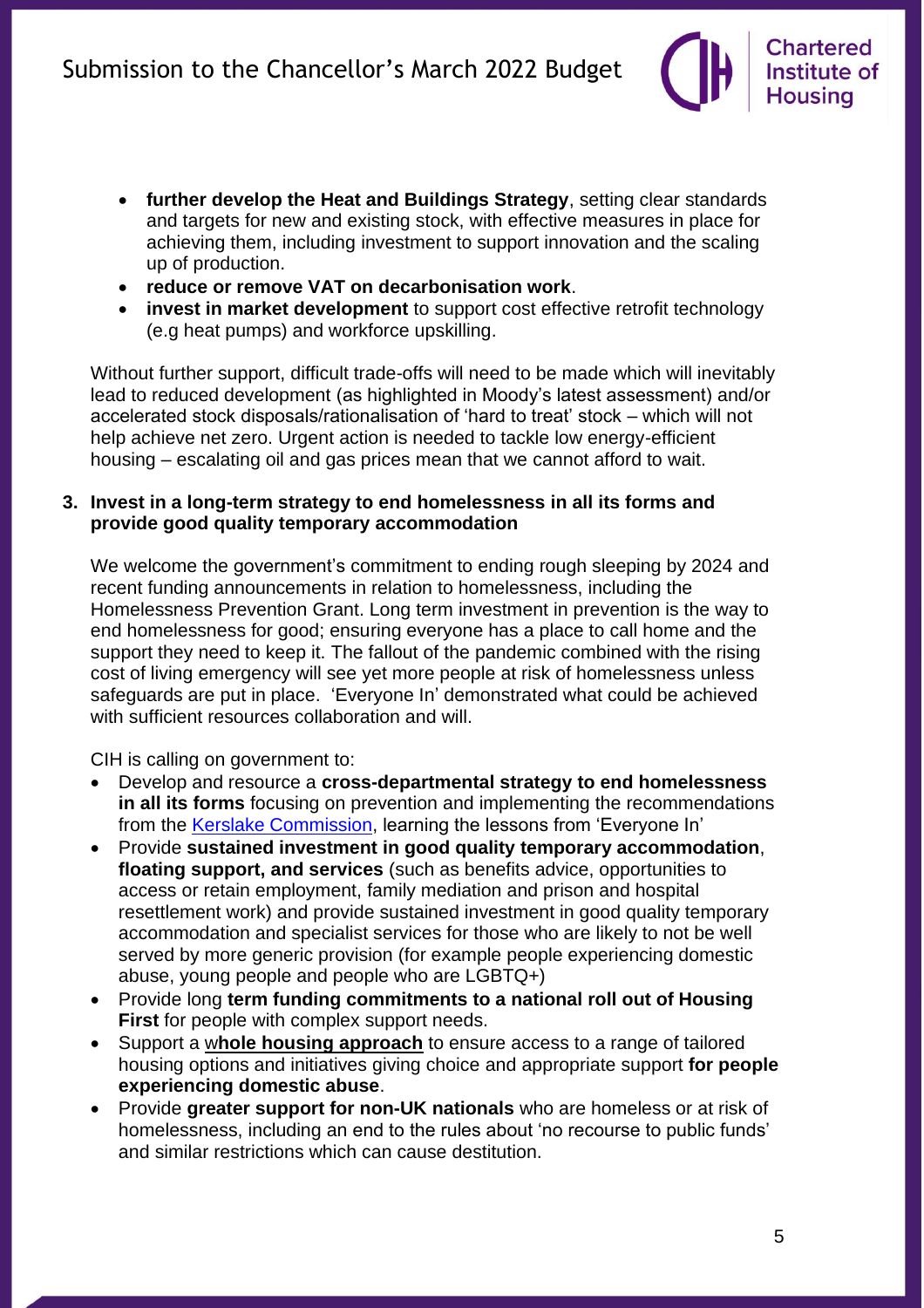- **further develop the Heat and Buildings Strategy**, setting clear standards and targets for new and existing stock, with effective measures in place for achieving them, including investment to support innovation and the scaling up of production.
- **reduce or remove VAT on decarbonisation work**.
- **invest in market development** to support cost effective retrofit technology (e.g heat pumps) and workforce upskilling.

Without further support, difficult trade-offs will need to be made which will inevitably lead to reduced development (as highlighted in Moody's latest assessment) and/or accelerated stock disposals/rationalisation of 'hard to treat' stock – which will not help achieve net zero. Urgent action is needed to tackle low energy-efficient housing – escalating oil and gas prices mean that we cannot afford to wait.

### 3. Invest in a long-term strategy to end homelessness in all its forms and provide good quality temporary accommodation

We welcome the government's commitment to ending rough sleeping by 2024 and recent funding announcements in relation to homelessness, including the Homelessness Prevention Grant. Long term investment in prevention is the way to end homelessness for good; ensuring everyone has a place to call home and the support they need to keep it. The fallout of the pandemic combined with the rising cost of living emergency will see yet more people at risk of homelessness unless safeguards are put in place. 'Everyone In' demonstrated what could be achieved with sufficient resources collaboration and will.

CIH is calling on government to:

- Develop and resource a **cross-departmental strategy to end homelessness in all its forms** focusing on prevention and implementing the recommendations from the Kerslake Commission, learning the lessons from 'Everyone In'
- Provide **sustained investment in good quality temporary accommodation**, **floating support, and services** (such as benefits advice, opportunities to access or retain employment, family mediation and prison and hospital resettlement work) and provide sustained investment in good quality temporary accommodation and specialist services for those who are likely to not be well served by more generic provision (for example people experiencing domestic abuse, young people and people who are LGBTQ+)
- Provide long **term funding commitments to a national roll out of Housing First** for people with complex support needs.
- Support a **whole housing approach** to ensure access to a range of tailored housing options and initiatives giving choice and appropriate support **for people experiencing domestic abuse**.
- Provide **greater support for non-UK nationals** who are homeless or at risk of homelessness, including an end to the rules about 'no recourse to public funds' and similar restrictions which can cause destitution.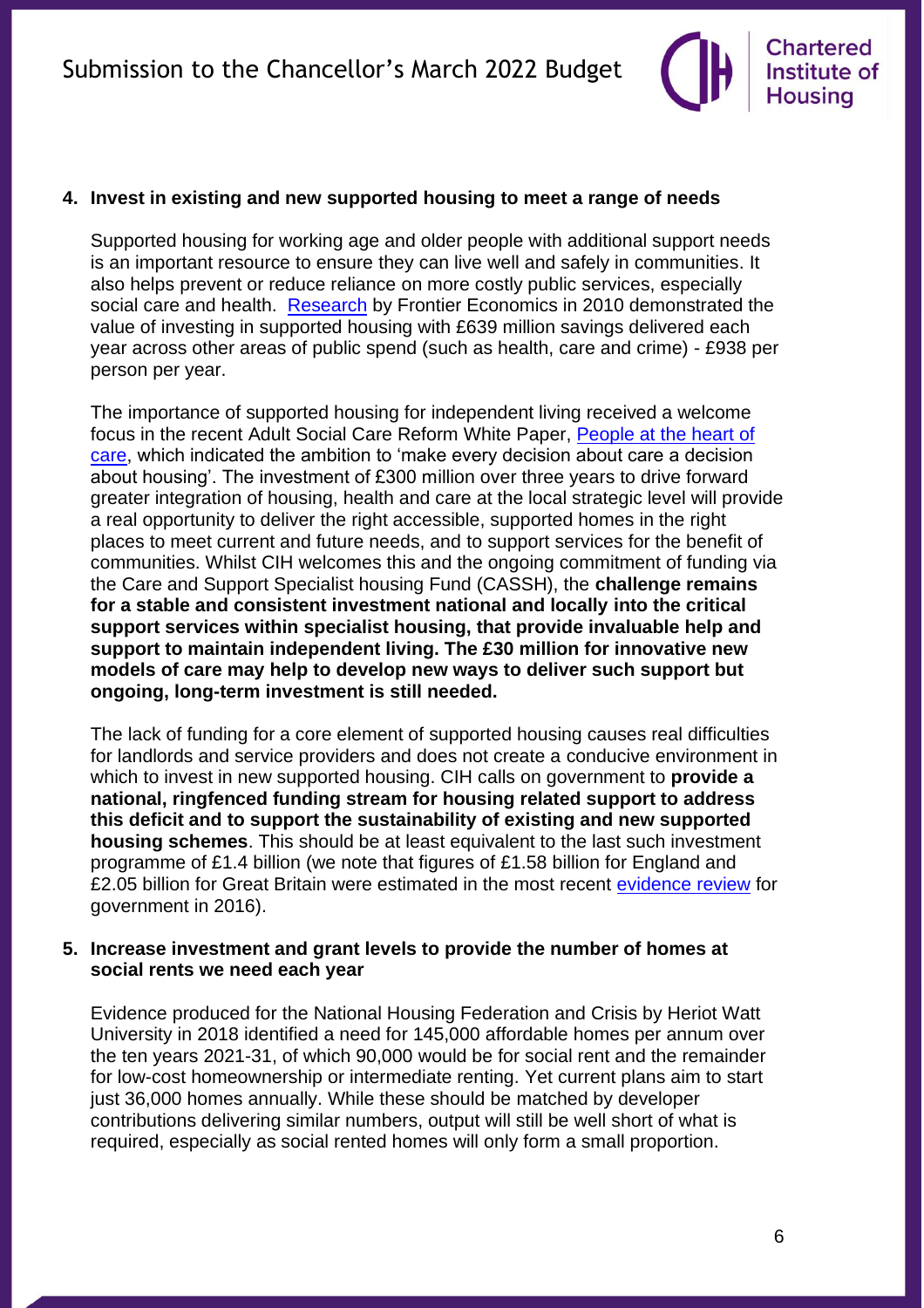**4. Invest in existing and new supported housing to meet a range of needs**

Supported housing for working age and older people with additional support needs is an important resource to ensure they can live well and safely in communities. It also helps prevent or reduce reliance on more costly public services, especially social care and health. Research by Frontier Economics in 2010 demonstrated the value of investing in supported housing with £639 million savings delivered each year across other areas of public spend (such as health, care and crime) - £938 per person per year.

The importance of supported housing for independent living received a welcome focus in the recent Adult Social Care Reform White Paper, People at the heart of care, which indicated the ambition to 'make every decision about care a decision about housing'. The investment of £300 million over three years to drive forward greater integration of housing, health and care at the local strategic level will provide a real opportunity to deliver the right accessible, supported homes in the right places to meet current and future needs, and to support services for the benefit of communities. Whilst CIH welcomes this and the ongoing commitment of funding via the Care and Support Specialist housing Fund (CASSH), the **challenge remains for a stable and consistent investment national and locally into the critical support services within specialist housing, that provide invaluable help and support to maintain independent living. The £30 million for innovative new models of care may help to develop new ways to deliver such support but ongoing, long-term investment is still needed.**

The lack of funding for a core element of supported housing causes real difficulties for landlords and service providers and does not create a conducive environment in which to invest in new supported housing. CIH calls on government to **provide a national, ringfenced funding stream for housing related support to address this deficit and to support the sustainability of existing and new supported housing schemes**. This should be at least equivalent to the last such investment programme of £1.4 billion (we note that figures of £1.58 billion for England and £2.05 billion for Great Britain were estimated in the most recent evidence review for government in 2016).

**5. Increase investment and grant levels to provide the number of homes at social rents we need each year**

Evidence produced for the National Housing Federation and Crisis by Heriot Watt University in 2018 identified a need for 145,000 affordable homes per annum over the ten years 2021-31, of which 90,000 would be for social rent and the remainder for low-cost homeownership or intermediate renting. Yet current plans aim to start just 36,000 homes annually. While these should be matched by developer contributions delivering similar numbers, output will still be well short of what is required, especially as social rented homes will only form a small proportion.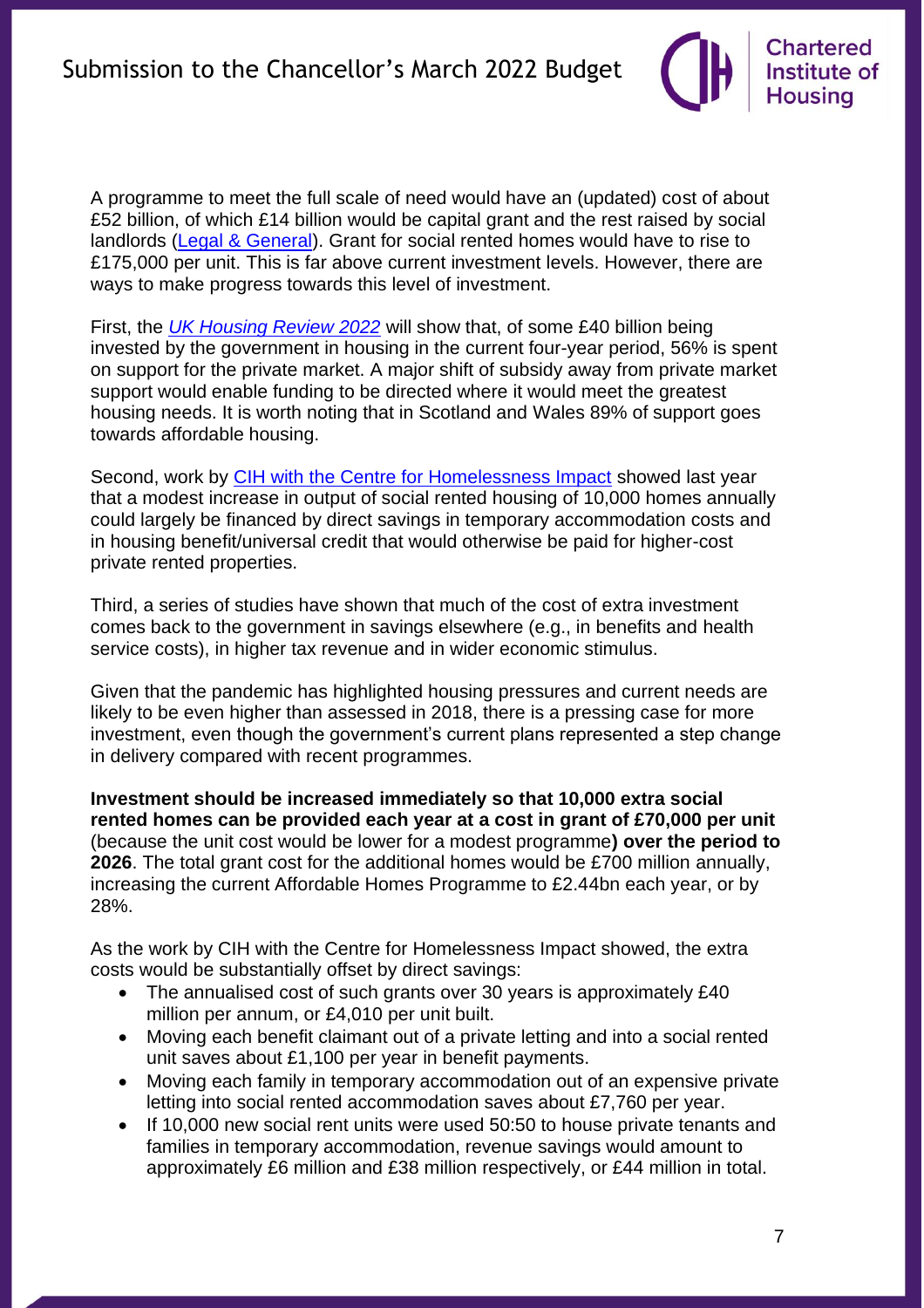A programme to meet the full scale of need would have an (updated) cost of about £52 billion, of which £14 billion would be capital grant and the rest raised by social landlords ([Legal & General]). Grant for social rented homes would have to rise to £175,000 per unit. This is far above current investment levels. However, there are ways to make progress towards this level of investment.

First, the *UK Housing Review 2022* will show that, of some £40 billion being invested by the government in housing in the current four-year period, 56% is spent on support for the private market. A major shift of subsidy away from private market support would enable funding to be directed where it would meet the greatest housing needs. It is worth noting that in Scotland and Wales 89% of support goes towards affordable housing.

Second, work by CIH with the Centre for Homelessness Impact showed last year that a modest increase in output of social rented housing of 10,000 homes annually could largely be financed by direct savings in temporary accommodation costs and in housing benefit/universal credit that would otherwise be paid for higher-cost private rented properties.

Third, a series of studies have shown that much of the cost of extra investment comes back to the government in savings elsewhere (e.g., in benefits and health service costs), in higher tax revenue and in wider economic stimulus.

Given that the pandemic has highlighted housing pressures and current needs are likely to be even higher than assessed in 2018, there is a pressing case for more investment, even though the government's current plans represented a step change in delivery compared with recent programmes.

**Investment should be increased immediately so that 10,000 extra social rented homes can be provided each year at a cost in grant of £70,000 per unit** (because the unit cost would be lower for a modest programme**) over the period to 2026**. The total grant cost for the additional homes would be £700 million annually, increasing the current Affordable Homes Programme to £2.44bn each year, or by 28%.

As the work by CIH with the Centre for Homelessness Impact showed, the extra costs would be substantially offset by direct savings:

- The annualised cost of such grants over 30 years is approximately £40 million per annum, or £4,010 per unit built.
- Moving each benefit claimant out of a private letting and into a social rented unit saves about £1,100 per year in benefit payments.
- Moving each family in temporary accommodation out of an expensive private letting into social rented accommodation saves about £7,760 per year.
- If 10,000 new social rent units were used 50:50 to house private tenants and families in temporary accommodation, revenue savings would amount to approximately £6 million and £38 million respectively, or £44 million in total.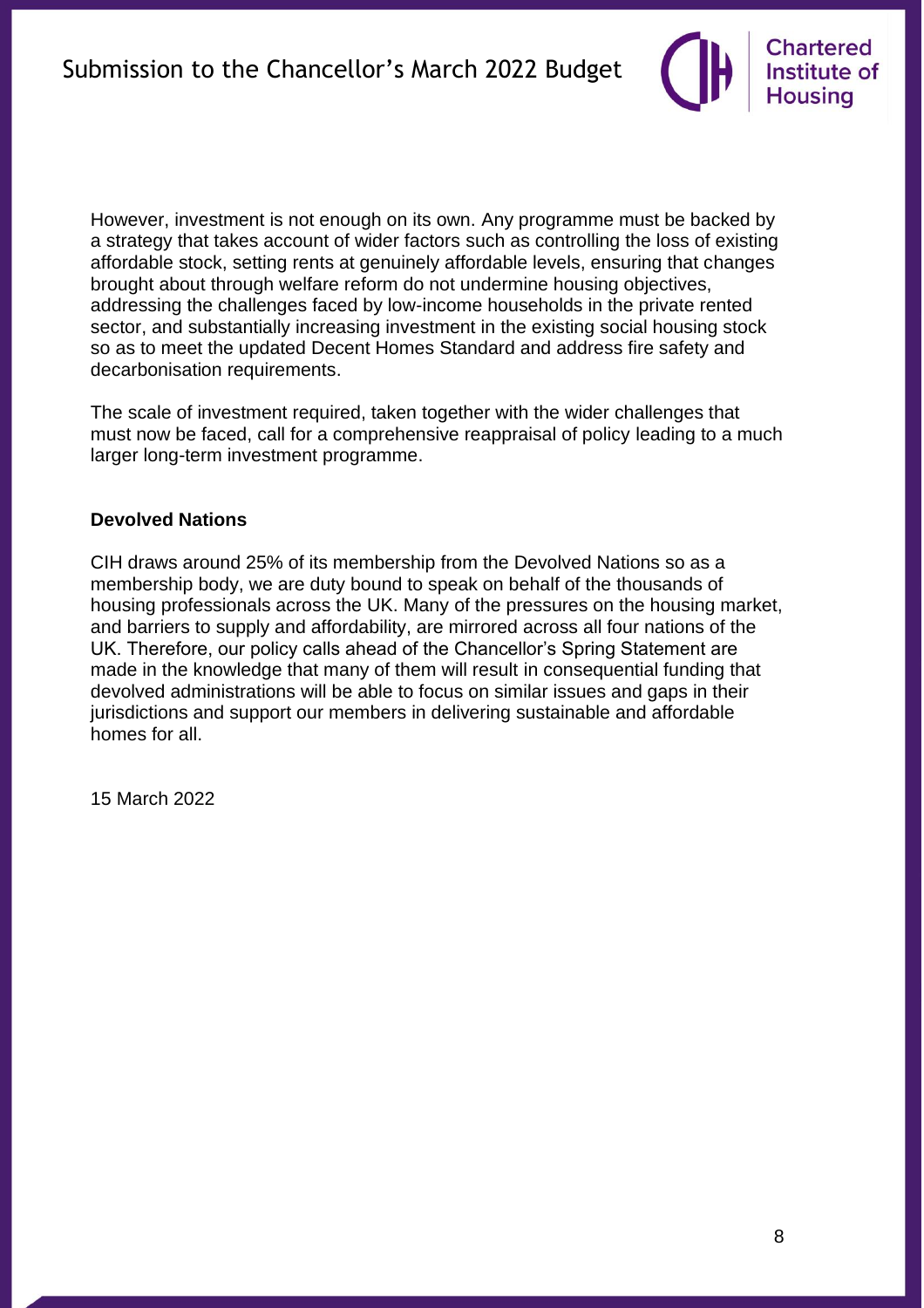However, investment is not enough on its own. Any programme must be backed by a strategy that takes account of wider factors such as controlling the loss of existing affordable stock, setting rents at genuinely affordable levels, ensuring that changes brought about through welfare reform do not undermine housing objectives, addressing the challenges faced by low-income households in the private rented sector, and substantially increasing investment in the existing social housing stock so as to meet the updated Decent Homes Standard and address fire safety and decarbonisation requirements.

The scale of investment required, taken together with the wider challenges that must now be faced, call for a comprehensive reappraisal of policy leading to a much larger long-term investment programme.

**Devolved Nations**

CIH draws around 25% of its membership from the Devolved Nations so as a membership body, we are duty bound to speak on behalf of the thousands of housing professionals across the UK. Many of the pressures on the housing market, and barriers to supply and affordability, are mirrored across all four nations of the UK. Therefore, our policy calls ahead of the Chancellor's Spring Statement are made in the knowledge that many of them will result in consequential funding that devolved administrations will be able to focus on similar issues and gaps in their jurisdictions and support our members in delivering sustainable and affordable homes for all.

15 March 2022